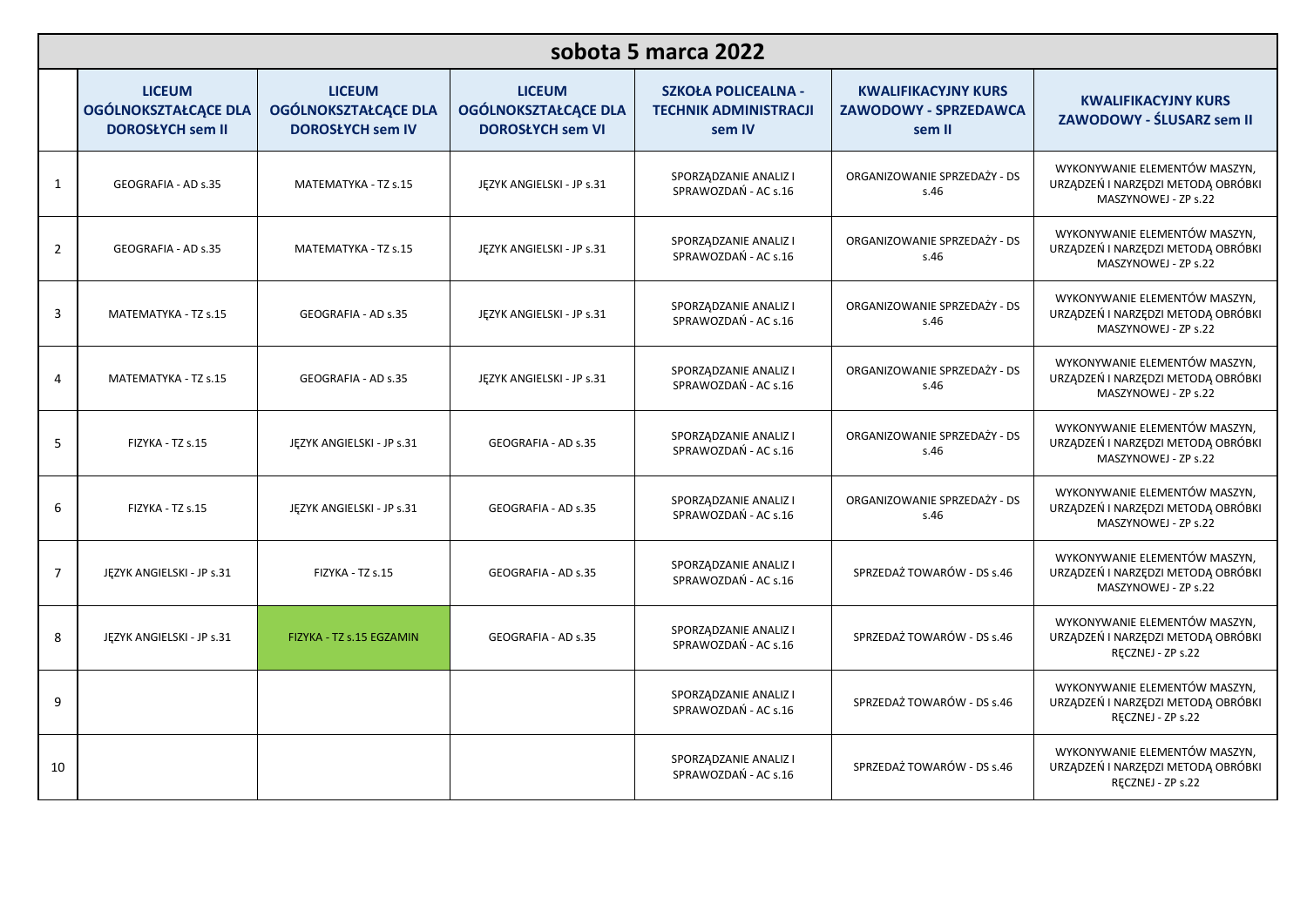# sobota 5 marca 2022

| | LICEUM OGÓLNOKSZTAŁCĄCE DLA DOROSŁYCH sem II | LICEUM OGÓLNOKSZTAŁCĄCE DLA DOROSŁYCH sem IV | LICEUM OGÓLNOKSZTAŁCĄCE DLA DOROSŁYCH sem VI | SZKOŁA POLICEALNA - TECHNIK ADMINISTRACJI sem IV | KWALIFIKACYJNY KURS ZAWODOWY - SPRZEDAWCA sem II | KWALIFIKACYJNY KURS ZAWODOWY - ŚLUSARZ sem II |
|---|---|---|---|---|---|---|
| 1 | GEOGRAFIA - AD s.35 | MATEMATYKA - TZ s.15 | JĘZYK ANGIELSKI - JP s.31 | SPORZĄDZANIE ANALIZ I SPRAWOZDAŃ - AC s.16 | ORGANIZOWANIE SPRZEDAŻY - DS s.46 | WYKONYWANIE ELEMENTÓW MASZYN, URZĄDZEŃ I NARZĘDZI METODĄ OBRÓBKI MASZYNOWEJ - ZP s.22 |
| 2 | GEOGRAFIA - AD s.35 | MATEMATYKA - TZ s.15 | JĘZYK ANGIELSKI - JP s.31 | SPORZĄDZANIE ANALIZ I SPRAWOZDAŃ - AC s.16 | ORGANIZOWANIE SPRZEDAŻY - DS s.46 | WYKONYWANIE ELEMENTÓW MASZYN, URZĄDZEŃ I NARZĘDZI METODĄ OBRÓBKI MASZYNOWEJ - ZP s.22 |
| 3 | MATEMATYKA - TZ s.15 | GEOGRAFIA - AD s.35 | JĘZYK ANGIELSKI - JP s.31 | SPORZĄDZANIE ANALIZ I SPRAWOZDAŃ - AC s.16 | ORGANIZOWANIE SPRZEDAŻY - DS s.46 | WYKONYWANIE ELEMENTÓW MASZYN, URZĄDZEŃ I NARZĘDZI METODĄ OBRÓBKI MASZYNOWEJ - ZP s.22 |
| 4 | MATEMATYKA - TZ s.15 | GEOGRAFIA - AD s.35 | JĘZYK ANGIELSKI - JP s.31 | SPORZĄDZANIE ANALIZ I SPRAWOZDAŃ - AC s.16 | ORGANIZOWANIE SPRZEDAŻY - DS s.46 | WYKONYWANIE ELEMENTÓW MASZYN, URZĄDZEŃ I NARZĘDZI METODĄ OBRÓBKI MASZYNOWEJ - ZP s.22 |
| 5 | FIZYKA - TZ s.15 | JĘZYK ANGIELSKI - JP s.31 | GEOGRAFIA - AD s.35 | SPORZĄDZANIE ANALIZ I SPRAWOZDAŃ - AC s.16 | ORGANIZOWANIE SPRZEDAŻY - DS s.46 | WYKONYWANIE ELEMENTÓW MASZYN, URZĄDZEŃ I NARZĘDZI METODĄ OBRÓBKI MASZYNOWEJ - ZP s.22 |
| 6 | FIZYKA - TZ s.15 | JĘZYK ANGIELSKI - JP s.31 | GEOGRAFIA - AD s.35 | SPORZĄDZANIE ANALIZ I SPRAWOZDAŃ - AC s.16 | ORGANIZOWANIE SPRZEDAŻY - DS s.46 | WYKONYWANIE ELEMENTÓW MASZYN, URZĄDZEŃ I NARZĘDZI METODĄ OBRÓBKI MASZYNOWEJ - ZP s.22 |
| 7 | JĘZYK ANGIELSKI - JP s.31 | FIZYKA - TZ s.15 | GEOGRAFIA - AD s.35 | SPORZĄDZANIE ANALIZ I SPRAWOZDAŃ - AC s.16 | SPRZEDAŻ TOWARÓW - DS s.46 | WYKONYWANIE ELEMENTÓW MASZYN, URZĄDZEŃ I NARZĘDZI METODĄ OBRÓBKI MASZYNOWEJ - ZP s.22 |
| 8 | JĘZYK ANGIELSKI - JP s.31 | FIZYKA - TZ s.15 EGZAMIN | GEOGRAFIA - AD s.35 | SPORZĄDZANIE ANALIZ I SPRAWOZDAŃ - AC s.16 | SPRZEDAŻ TOWARÓW - DS s.46 | WYKONYWANIE ELEMENTÓW MASZYN, URZĄDZEŃ I NARZĘDZI METODĄ OBRÓBKI RĘCZNEJ - ZP s.22 |
| 9 | | | | SPORZĄDZANIE ANALIZ I SPRAWOZDAŃ - AC s.16 | SPRZEDAŻ TOWARÓW - DS s.46 | WYKONYWANIE ELEMENTÓW MASZYN, URZĄDZEŃ I NARZĘDZI METODĄ OBRÓBKI RĘCZNEJ - ZP s.22 |
| 10 | | | | SPORZĄDZANIE ANALIZ I SPRAWOZDAŃ - AC s.16 | SPRZEDAŻ TOWARÓW - DS s.46 | WYKONYWANIE ELEMENTÓW MASZYN, URZĄDZEŃ I NARZĘDZI METODĄ OBRÓBKI RĘCZNEJ - ZP s.22 |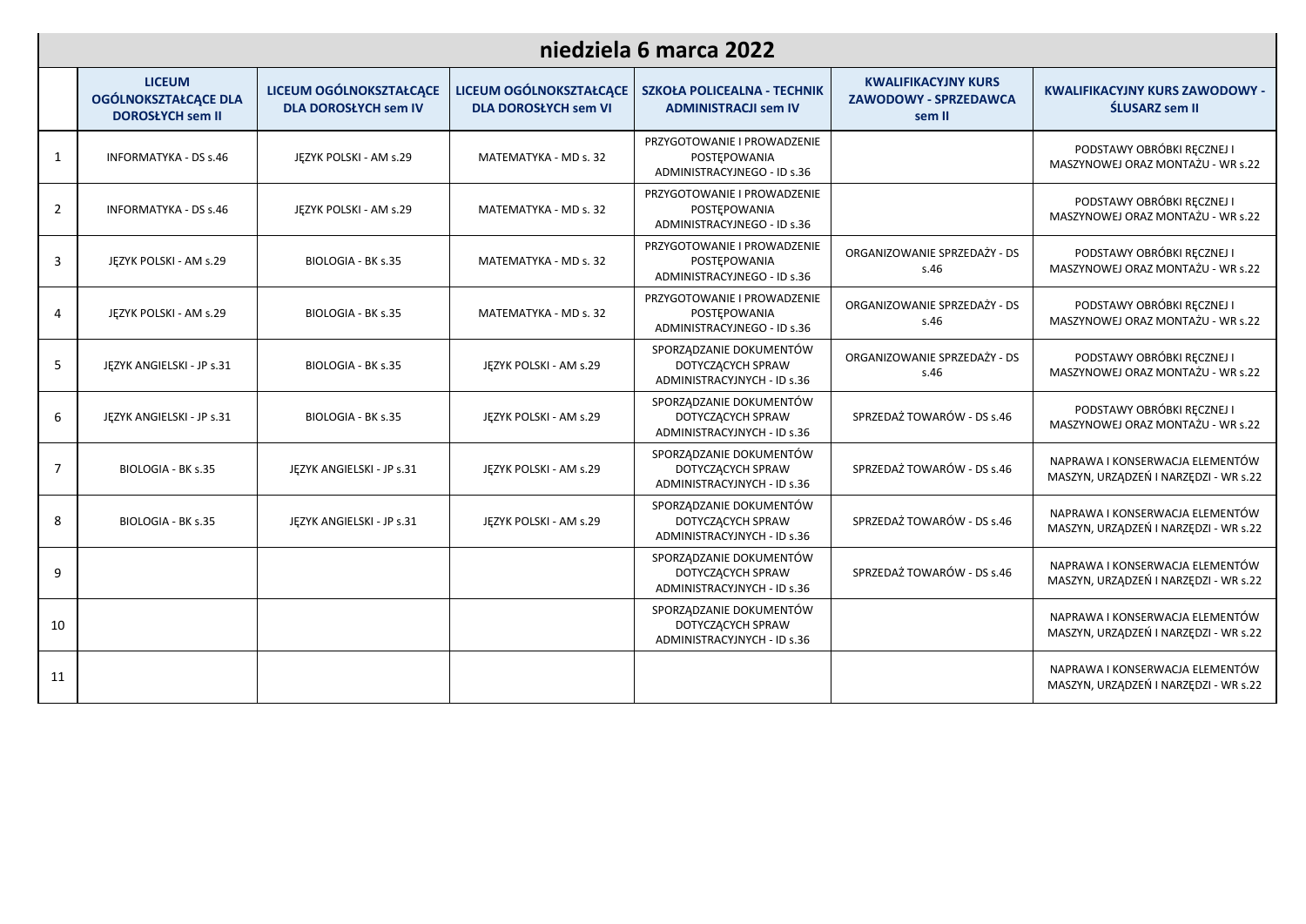## niedziela 6 marca 2022

| | LICEUM OGÓLNOKSZTAŁCĄCE DLA DOROSŁYCH sem II | LICEUM OGÓLNOKSZTAŁCĄCE DLA DOROSŁYCH sem IV | LICEUM OGÓLNOKSZTAŁCĄCE DLA DOROSŁYCH sem VI | SZKOŁA POLICEALNA - TECHNIK ADMINISTRACJI sem IV | KWALIFIKACYJNY KURS ZAWODOWY - SPRZEDAWCA sem II | KWALIFIKACYJNY KURS ZAWODOWY - ŚLUSARZ sem II |
|---|---|---|---|---|---|---|
| 1 | INFORMATYKA - DS s.46 | JĘZYK POLSKI - AM s.29 | MATEMATYKA - MD s. 32 | PRZYGOTOWANIE I PROWADZENIE POSTĘPOWANIA ADMINISTRACYJNEGO - ID s.36 | | PODSTAWY OBRÓBKI RĘCZNEJ I MASZYNOWEJ ORAZ MONTAŻU - WR s.22 |
| 2 | INFORMATYKA - DS s.46 | JĘZYK POLSKI - AM s.29 | MATEMATYKA - MD s. 32 | PRZYGOTOWANIE I PROWADZENIE POSTĘPOWANIA ADMINISTRACYJNEGO - ID s.36 | | PODSTAWY OBRÓBKI RĘCZNEJ I MASZYNOWEJ ORAZ MONTAŻU - WR s.22 |
| 3 | JĘZYK POLSKI - AM s.29 | BIOLOGIA - BK s.35 | MATEMATYKA - MD s. 32 | PRZYGOTOWANIE I PROWADZENIE POSTĘPOWANIA ADMINISTRACYJNEGO - ID s.36 | ORGANIZOWANIE SPRZEDAŻY - DS s.46 | PODSTAWY OBRÓBKI RĘCZNEJ I MASZYNOWEJ ORAZ MONTAŻU - WR s.22 |
| 4 | JĘZYK POLSKI - AM s.29 | BIOLOGIA - BK s.35 | MATEMATYKA - MD s. 32 | PRZYGOTOWANIE I PROWADZENIE POSTĘPOWANIA ADMINISTRACYJNEGO - ID s.36 | ORGANIZOWANIE SPRZEDAŻY - DS s.46 | PODSTAWY OBRÓBKI RĘCZNEJ I MASZYNOWEJ ORAZ MONTAŻU - WR s.22 |
| 5 | JĘZYK ANGIELSKI - JP s.31 | BIOLOGIA - BK s.35 | JĘZYK POLSKI - AM s.29 | SPORZĄDZANIE DOKUMENTÓW DOTYCZĄCYCH SPRAW ADMINISTRACYJNYCH - ID s.36 | ORGANIZOWANIE SPRZEDAŻY - DS s.46 | PODSTAWY OBRÓBKI RĘCZNEJ I MASZYNOWEJ ORAZ MONTAŻU - WR s.22 |
| 6 | JĘZYK ANGIELSKI - JP s.31 | BIOLOGIA - BK s.35 | JĘZYK POLSKI - AM s.29 | SPORZĄDZANIE DOKUMENTÓW DOTYCZĄCYCH SPRAW ADMINISTRACYJNYCH - ID s.36 | SPRZEDAŻ TOWARÓW - DS s.46 | PODSTAWY OBRÓBKI RĘCZNEJ I MASZYNOWEJ ORAZ MONTAŻU - WR s.22 |
| 7 | BIOLOGIA - BK s.35 | JĘZYK ANGIELSKI - JP s.31 | JĘZYK POLSKI - AM s.29 | SPORZĄDZANIE DOKUMENTÓW DOTYCZĄCYCH SPRAW ADMINISTRACYJNYCH - ID s.36 | SPRZEDAŻ TOWARÓW - DS s.46 | NAPRAWA I KONSERWACJA ELEMENTÓW MASZYN, URZĄDZEŃ I NARZĘDZI - WR s.22 |
| 8 | BIOLOGIA - BK s.35 | JĘZYK ANGIELSKI - JP s.31 | JĘZYK POLSKI - AM s.29 | SPORZĄDZANIE DOKUMENTÓW DOTYCZĄCYCH SPRAW ADMINISTRACYJNYCH - ID s.36 | SPRZEDAŻ TOWARÓW - DS s.46 | NAPRAWA I KONSERWACJA ELEMENTÓW MASZYN, URZĄDZEŃ I NARZĘDZI - WR s.22 |
| 9 | | | | SPORZĄDZANIE DOKUMENTÓW DOTYCZĄCYCH SPRAW ADMINISTRACYJNYCH - ID s.36 | SPRZEDAŻ TOWARÓW - DS s.46 | NAPRAWA I KONSERWACJA ELEMENTÓW MASZYN, URZĄDZEŃ I NARZĘDZI - WR s.22 |
| 10 | | | | SPORZĄDZANIE DOKUMENTÓW DOTYCZĄCYCH SPRAW ADMINISTRACYJNYCH - ID s.36 | | NAPRAWA I KONSERWACJA ELEMENTÓW MASZYN, URZĄDZEŃ I NARZĘDZI - WR s.22 |
| 11 | | | | | | NAPRAWA I KONSERWACJA ELEMENTÓW MASZYN, URZĄDZEŃ I NARZĘDZI - WR s.22 |